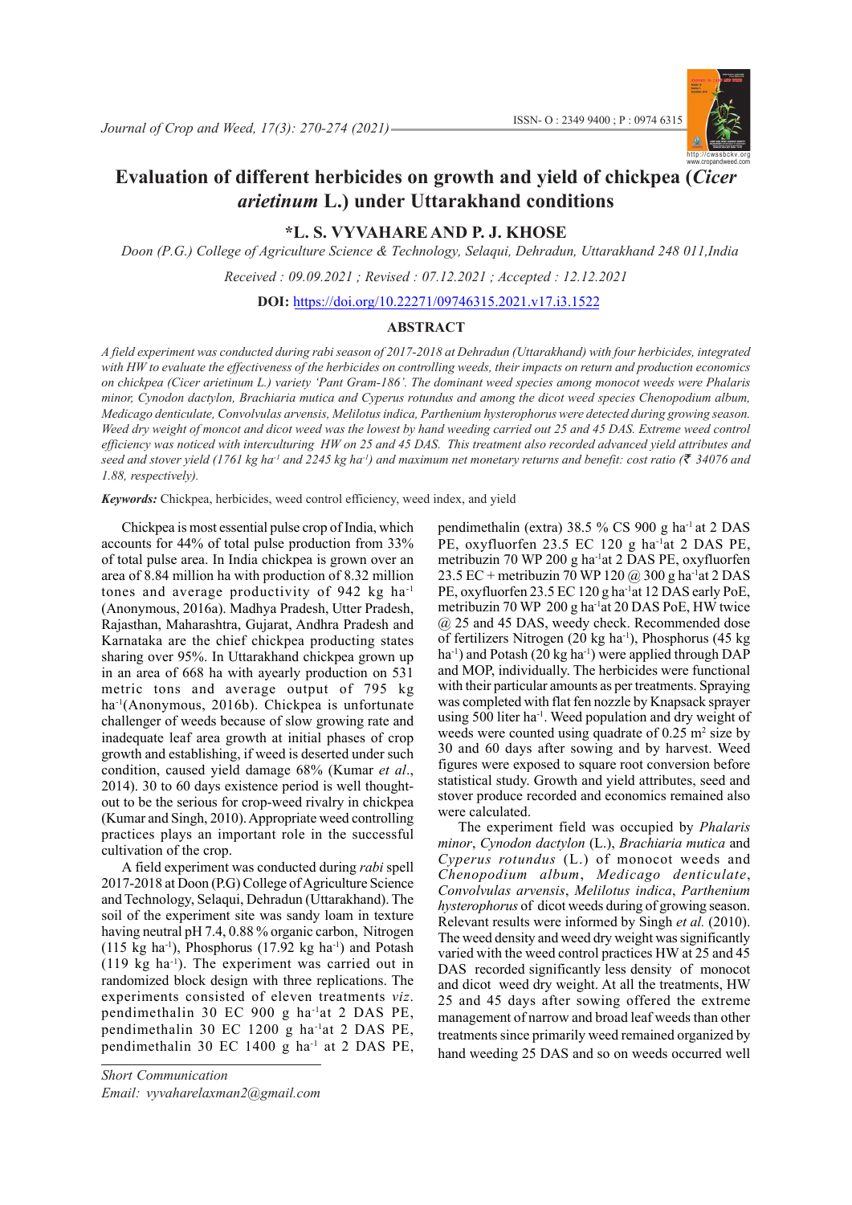ISSN- O : 2349 9400 ; P : 0974 6315

# Evaluation of different herbicides on growth and yield of chickpea (*Cicer arietinum* L.) under Uttarakhand conditions

**\*L. S. VYVAHARE AND P. J. KHOSE**

*Doon (P.G.) College of Agriculture Science & Technology, Selaqui, Dehradun, Uttarakhand 248 011,India*

*Received : 09.09.2021 ; Revised : 07.12.2021 ; Accepted : 12.12.2021*

**DOI:** https://doi.org/10.22271/09746315.2021.v17.i3.1522

## ABSTRACT

*A field experiment was conducted during rabi season of 2017-2018 at Dehradun (Uttarakhand) with four herbicides, integrated with HW to evaluate the effectiveness of the herbicides on controlling weeds, their impacts on return and production economics on chickpea (Cicer arietinum L.) variety 'Pant Gram-186'. The dominant weed species among monocot weeds were Phalaris minor, Cynodon dactylon, Brachiaria mutica and Cyperus rotundus and among the dicot weed species Chenopodium album, Medicago denticulate, Convolvulas arvensis, Melilotus indica, Parthenium hysterophorus were detected during growing season. Weed dry weight of moncot and dicot weed was the lowest by hand weeding carried out 25 and 45 DAS. Extreme weed control efficiency was noticed with interculturing HW on 25 and 45 DAS. This treatment also recorded advanced yield attributes and seed and stover yield (1761 kg ha$^{-1}$ and 2245 kg ha$^{-1}$) and maximum net monetary returns and benefit: cost ratio (₹ 34076 and 1.88, respectively).*

***Keywords:*** Chickpea, herbicides, weed control efficiency, weed index, and yield

Chickpea is most essential pulse crop of India, which accounts for 44% of total pulse production from 33% of total pulse area. In India chickpea is grown over an area of 8.84 million ha with production of 8.32 million tones and average productivity of 942 kg ha$^{-1}$ (Anonymous, 2016a). Madhya Pradesh, Utter Pradesh, Rajasthan, Maharashtra, Gujarat, Andhra Pradesh and Karnataka are the chief chickpea producting states sharing over 95%. In Uttarakhand chickpea grown up in an area of 668 ha with ayearly production on 531 metric tons and average output of 795 kg ha$^{-1}$(Anonymous, 2016b). Chickpea is unfortunate challenger of weeds because of slow growing rate and inadequate leaf area growth at initial phases of crop growth and establishing, if weed is deserted under such condition, caused yield damage 68% (Kumar *et al*., 2014). 30 to 60 days existence period is well thought-out to be the serious for crop-weed rivalry in chickpea (Kumar and Singh, 2010). Appropriate weed controlling practices plays an important role in the successful cultivation of the crop.

A field experiment was conducted during *rabi* spell 2017-2018 at Doon (P.G) College of Agriculture Science and Technology, Selaqui, Dehradun (Uttarakhand). The soil of the experiment site was sandy loam in texture having neutral pH 7.4, 0.88 % organic carbon, Nitrogen (115 kg ha$^{-1}$), Phosphorus (17.92 kg ha$^{-1}$) and Potash (119 kg ha$^{-1}$). The experiment was carried out in randomized block design with three replications. The experiments consisted of eleven treatments *viz*. pendimethalin 30 EC 900 g ha$^{-1}$at 2 DAS PE, pendimethalin 30 EC 1200 g ha$^{-1}$at 2 DAS PE, pendimethalin 30 EC 1400 g ha$^{-1}$ at 2 DAS PE, pendimethalin (extra) 38.5 % CS 900 g ha$^{-1}$ at 2 DAS PE, oxyfluorfen 23.5 EC 120 g ha$^{-1}$at 2 DAS PE, metribuzin 70 WP 200 g ha$^{-1}$at 2 DAS PE, oxyfluorfen 23.5 EC + metribuzin 70 WP 120 @ 300 g ha$^{-1}$at 2 DAS PE, oxyfluorfen 23.5 EC 120 g ha$^{-1}$at 12 DAS early PoE, metribuzin 70 WP 200 g ha$^{-1}$at 20 DAS PoE, HW twice @ 25 and 45 DAS, weedy check. Recommended dose of fertilizers Nitrogen (20 kg ha$^{-1}$), Phosphorus (45 kg ha$^{-1}$) and Potash (20 kg ha$^{-1}$) were applied through DAP and MOP, individually. The herbicides were functional with their particular amounts as per treatments. Spraying was completed with flat fen nozzle by Knapsack sprayer using 500 liter ha$^{-1}$. Weed population and dry weight of weeds were counted using quadrate of 0.25 m$^2$ size by 30 and 60 days after sowing and by harvest. Weed figures were exposed to square root conversion before statistical study. Growth and yield attributes, seed and stover produce recorded and economics remained also were calculated.

The experiment field was occupied by *Phalaris minor*, *Cynodon dactylon* (L.), *Brachiaria mutica* and *Cyperus rotundus* (L.) of monocot weeds and *Chenopodium album*, *Medicago denticulate*, *Convolvulas arvensis*, *Melilotus indica*, *Parthenium hysterophorus* of dicot weeds during of growing season. Relevant results were informed by Singh *et al.* (2010). The weed density and weed dry weight was significantly varied with the weed control practices HW at 25 and 45 DAS recorded significantly less density of monocot and dicot weed dry weight. At all the treatments, HW 25 and 45 days after sowing offered the extreme management of narrow and broad leaf weeds than other treatments since primarily weed remained organized by hand weeding 25 DAS and so on weeds occurred well

*Short Communication*
*Email: vyvaharelaxman2@gmail.com*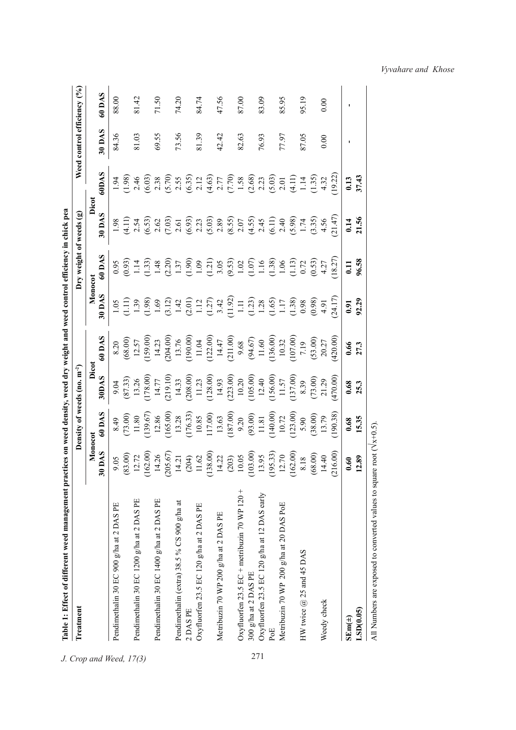**Table 1: Effect of different weed management practices on weed density, weed dry weight and weed control efficiency in chick pea**

| Treatment | Density of weeds (no. m$^{-2}$) | | | | Dry weight of weeds (g) | | | | Weed control efficiency (%) | |
|---|---|---|---|---|---|---|---|---|---|---|
| | Monocot | | Dicot | | Monocot | | Dicot | | | |
| | 30 DAS | 60 DAS | 30DAS | 60 DAS | 30 DAS | 60 DAS | 30 DAS | 60DAS | 30 DAS | 60 DAS |
| Pendimethalin 30 EC 900 g/ha at 2 DAS PE | 9.05 (83.00) | 8.49 (73.00) | 9.04 (87.33) | 8.20 (68.00) | 1.05 (1.11) | 0.95 (0.93) | 1.98 (4.11) | 1.94 (1.98) | 84.36 | 88.00 |
| Pendimethalin 30 EC 1200 g/ha at 2 DAS PE | 12.72 (162.00) | 11.80 (139.67) | 13.26 (178.00) | 12.57 (159.00) | 1.39 (1.98) | 1.14 (1.33) | 2.54 (6.53) | 2.46 (6.03) | 81.03 | 81.42 |
| Pendimethalin 30 EC 1400 g/ha at 2 DAS PE | 14.26 (205.67) | 12.86 (165.00) | 14.77 (219.10) | 14.23 (204.00) | 1.69 (3.12) | 1.48 (2.20) | 2.62 (7.03) | 2.38 (5.70) | 69.55 | 71.50 |
| Pendimethalin (extra) 38.5 % CS 900 g/ha at 2 DAS PE | 14.21 (204) | 13.28 (176.33) | 14.33 (208.00) | 13.76 (190.00) | 1.42 (2.01) | 1.37 (1.90) | 2.61 (6.93) | 2.55 (6.35) | 73.56 | 74.20 |
| Oxyfluorfen 23.5 EC 120 g/ha at 2 DAS PE | 11.62 (138.00) | 10.85 (117.00) | 11.23 (128.00) | 11.04 (122.00) | 1.12 (1.27) | 1.09 (1.21) | 2.23 (5.03) | 2.12 (4.63) | 81.39 | 84.74 |
| Metribuzin 70 WP 200 g/ha at 2 DAS PE | 14.22 (203) | 13.63 (187.00) | 14.93 (223.00) | 14.47 (211.00) | 3.42 (11.92) | 3.05 (9.53) | 2.89 (8.55) | 2.77 (7.70) | 42.42 | 47.56 |
| Oxyfluorfen 23.5 EC + metribuzin 70 WP 120 + 300 g/ha at 2 DAS PE | 10.05 (103.00) | 9.20 (93.00) | 10.20 (105.00) | 9.68 (94.67) | 1.11 (1.23) | 1.02 (1.07) | 2.07 (4.55) | 1.58 (2.68) | 82.63 | 87.00 |
| Oxyfluorfen 23.5 EC 120 g/ha at 12 DAS early PoE | 13.95 (195.33) | 11.81 (140.00) | 12.40 (156.00) | 11.60 (136.00) | 1.28 (1.65) | 1.16 (1.38) | 2.45 (6.11) | 2.23 (5.03) | 76.93 | 83.09 |
| Metribuzin 70 WP 200 g/ha at 20 DAS PoE | 12.70 (162.00) | 10.72 (123.00) | 11.57 (137.00) | 10.32 (107.00) | 1.17 (1.38) | 1.06 (1.13) | 2.40 (5.98) | 2.01 (4.11) | 77.97 | 85.95 |
| HW twice @ 25 and 45 DAS | 8.18 (68.00) | 5.90 (38.00) | 8.39 (73.00) | 7.19 (53.00) | 0.98 (0.98) | 0.72 (0.53) | 1.74 (3.35) | 1.14 (1.35) | 87.05 | 95.19 |
| Weedy check | 14.40 (216.00) | 13.79 (190.38) | 21.29 (470.00) | 20.27 (420.00) | 4.91 (24.17) | 4.27 (18.27) | 4.56 (21.47) | 4.32 (19.22) | 0.00 | 0.00 |
| **SEm(±)** | **0.60** | **0.68** | **0.68** | **0.66** | **0.91** | **0.11** | **0.14** | **0.13** | - | - |
| **LSD(0.05)** | **12.89** | **15.35** | **25.3** | **27.3** | **92.29** | **96.58** | **21.56** | **37.43** | | |

All Numbers are exposed to converted values to square root ($\sqrt{x+0.5}$).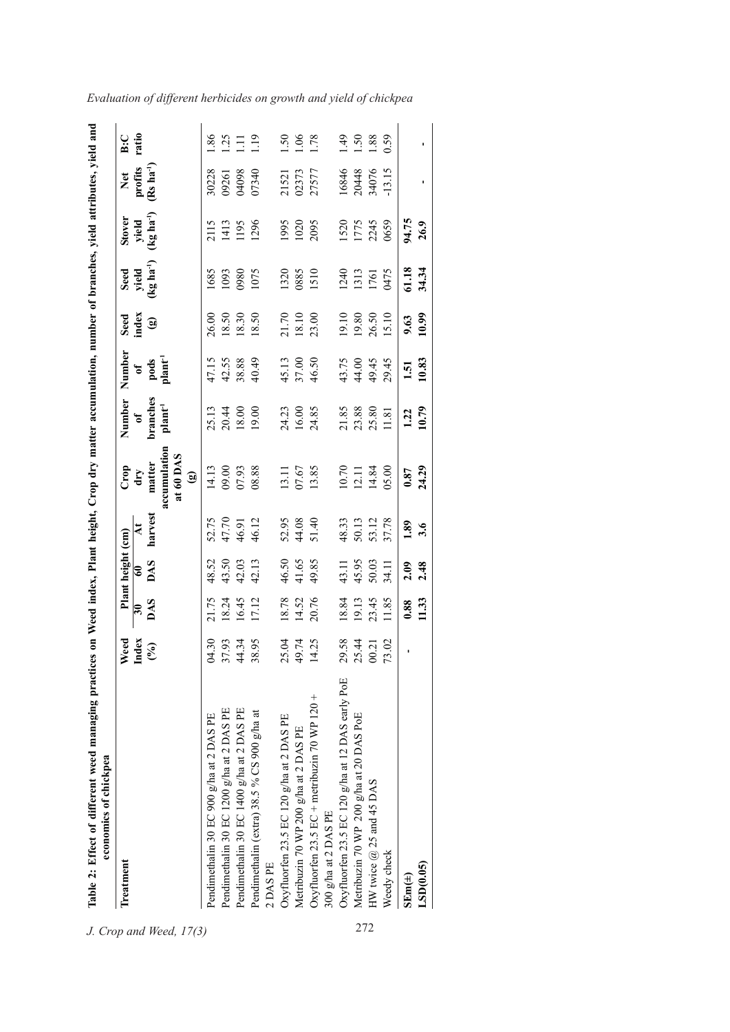**Table 2: Effect of different weed managing practices on Weed index, Plant height, Crop dry matter accumulation, number of branches, yield attributes, yield and economics of chickpea**

| Treatment | Weed Index (%) | Plant height (cm) | | | Crop dry matter accumulation at 60 DAS (g) | Number of branches plant$^{-1}$ | Number of pods plant$^{-1}$ | Seed index (g) | Seed yield (kg ha$^{-1}$) | Stover yield (kg ha$^{-1}$) | Net profits (Rs ha$^{-1}$) | B:C ratio |
|---|---|---|---|---|---|---|---|---|---|---|---|---|
| | | 30 DAS | 60 DAS | At harvest | | | | | | | | |
| Pendimethalin 30 EC 900 g/ha at 2 DAS PE | 04.30 | 21.75 | 48.52 | 52.75 | 14.13 | 25.13 | 47.15 | 26.00 | 1685 | 2115 | 30228 | 1.86 |
| Pendimethalin 30 EC 1200 g/ha at 2 DAS PE | 37.93 | 18.24 | 43.50 | 47.70 | 09.00 | 20.44 | 42.55 | 18.50 | 1093 | 1413 | 09261 | 1.25 |
| Pendimethalin 30 EC 1400 g/ha at 2 DAS PE | 44.34 | 16.45 | 42.03 | 46.91 | 07.93 | 18.00 | 38.88 | 18.30 | 0980 | 1195 | 04098 | 1.11 |
| Pendimethalin (extra) 38.5 % CS 900 g/ha at 2 DAS PE | 38.95 | 17.12 | 42.13 | 46.12 | 08.88 | 19.00 | 40.49 | 18.50 | 1075 | 1296 | 07340 | 1.19 |
| Oxyfluorfen 23.5 EC 120 g/ha at 2 DAS PE | 25.04 | 18.78 | 46.50 | 52.95 | 13.11 | 24.23 | 45.13 | 21.70 | 1320 | 1995 | 21521 | 1.50 |
| Metribuzin 70 WP 200 g/ha at 2 DAS PE | 49.74 | 14.52 | 41.65 | 44.08 | 07.67 | 16.00 | 37.00 | 18.10 | 0885 | 1020 | 02373 | 1.06 |
| Oxyfluorfen 23.5 EC + metribuzin 70 WP 120 + 300 g/ha at 2 DAS PE | 14.25 | 20.76 | 49.85 | 51.40 | 13.85 | 24.85 | 46.50 | 23.00 | 1510 | 2095 | 27577 | 1.78 |
| Oxyfluorfen 23.5 EC 120 g/ha at 12 DAS early PoE | 29.58 | 18.84 | 43.11 | 48.33 | 10.70 | 21.85 | 43.75 | 19.10 | 1240 | 1520 | 16846 | 1.49 |
| Metribuzin 70 WP 200 g/ha at 20 DAS PoE | 25.44 | 19.13 | 45.95 | 50.13 | 12.11 | 23.88 | 44.00 | 19.80 | 1313 | 1775 | 20448 | 1.50 |
| HW twice @ 25 and 45 DAS | 00.21 | 23.45 | 50.03 | 53.12 | 14.84 | 25.80 | 49.45 | 26.50 | 1761 | 2245 | 34076 | 1.88 |
| Weedy check | 73.02 | 11.85 | 34.11 | 37.78 | 05.00 | 11.81 | 29.45 | 15.10 | 0475 | 0659 | -13.15 | 0.59 |
| **SEm(±)** | - | **0.88** | **2.09** | **1.89** | **0.87** | **1.22** | **1.51** | **9.63** | **61.18** | **94.75** | | |
| **LSD(0.05)** | | **11.33** | **2.48** | **3.6** | **24.29** | **10.79** | **10.83** | **10.99** | **34.34** | **26.9** | - | - |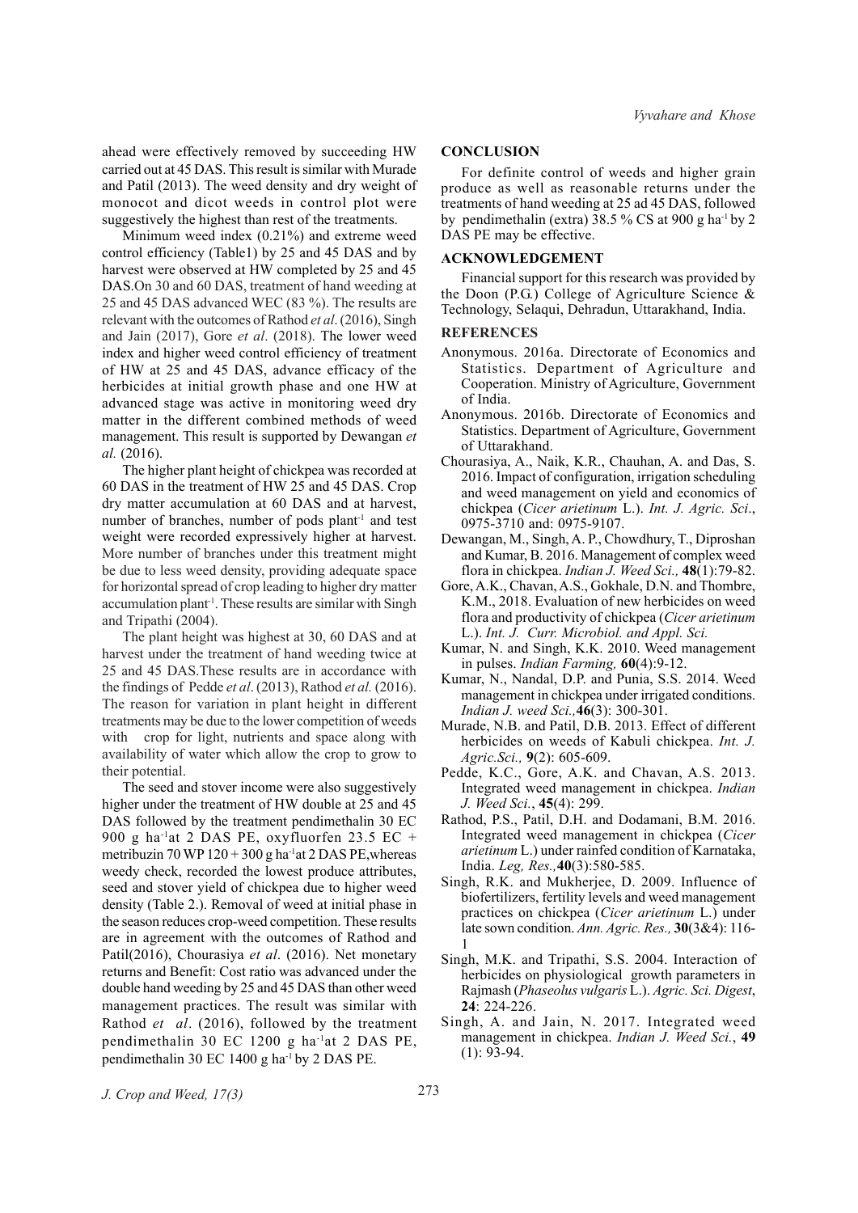ahead were effectively removed by succeeding HW carried out at 45 DAS. This result is similar with Murade and Patil (2013). The weed density and dry weight of monocot and dicot weeds in control plot were suggestively the highest than rest of the treatments.

Minimum weed index (0.21%) and extreme weed control efficiency (Table1) by 25 and 45 DAS and by harvest were observed at HW completed by 25 and 45 DAS.On 30 and 60 DAS, treatment of hand weeding at 25 and 45 DAS advanced WEC (83 %). The results are relevant with the outcomes of Rathod *et al*. (2016), Singh and Jain (2017), Gore *et al*. (2018). The lower weed index and higher weed control efficiency of treatment of HW at 25 and 45 DAS, advance efficacy of the herbicides at initial growth phase and one HW at advanced stage was active in monitoring weed dry matter in the different combined methods of weed management. This result is supported by Dewangan *et al.* (2016).

The higher plant height of chickpea was recorded at 60 DAS in the treatment of HW 25 and 45 DAS. Crop dry matter accumulation at 60 DAS and at harvest, number of branches, number of pods plant$^{-1}$ and test weight were recorded expressively higher at harvest. More number of branches under this treatment might be due to less weed density, providing adequate space for horizontal spread of crop leading to higher dry matter accumulation plant$^{-1}$. These results are similar with Singh and Tripathi (2004).

The plant height was highest at 30, 60 DAS and at harvest under the treatment of hand weeding twice at 25 and 45 DAS.These results are in accordance with the findings of Pedde *et al*. (2013), Rathod *et al.* (2016). The reason for variation in plant height in different treatments may be due to the lower competition of weeds with crop for light, nutrients and space along with availability of water which allow the crop to grow to their potential.

The seed and stover income were also suggestively higher under the treatment of HW double at 25 and 45 DAS followed by the treatment pendimethalin 30 EC 900 g ha$^{-1}$at 2 DAS PE, oxyfluorfen 23.5 EC + metribuzin 70 WP 120 + 300 g ha$^{-1}$at 2 DAS PE,whereas weedy check, recorded the lowest produce attributes, seed and stover yield of chickpea due to higher weed density (Table 2.). Removal of weed at initial phase in the season reduces crop-weed competition. These results are in agreement with the outcomes of Rathod and Patil(2016), Chourasiya *et al*. (2016). Net monetary returns and Benefit: Cost ratio was advanced under the double hand weeding by 25 and 45 DAS than other weed management practices. The result was similar with Rathod *et al*. (2016), followed by the treatment pendimethalin 30 EC 1200 g ha$^{-1}$at 2 DAS PE, pendimethalin 30 EC 1400 g ha$^{-1}$ by 2 DAS PE.

## CONCLUSION

For definite control of weeds and higher grain produce as well as reasonable returns under the treatments of hand weeding at 25 ad 45 DAS, followed by pendimethalin (extra) 38.5 % CS at 900 g ha$^{-1}$ by 2 DAS PE may be effective.

## ACKNOWLEDGEMENT

Financial support for this research was provided by the Doon (P.G.) College of Agriculture Science & Technology, Selaqui, Dehradun, Uttarakhand, India.

## REFERENCES

Anonymous. 2016a. Directorate of Economics and Statistics. Department of Agriculture and Cooperation. Ministry of Agriculture, Government of India.

Anonymous. 2016b. Directorate of Economics and Statistics. Department of Agriculture, Government of Uttarakhand.

Chourasiya, A., Naik, K.R., Chauhan, A. and Das, S. 2016. Impact of configuration, irrigation scheduling and weed management on yield and economics of chickpea (*Cicer arietinum* L.). *Int. J. Agric. Sci*., 0975-3710 and: 0975-9107.

Dewangan, M., Singh, A. P., Chowdhury, T., Diproshan and Kumar, B. 2016. Management of complex weed flora in chickpea. *Indian J. Weed Sci.,* **48**(1):79-82.

Gore, A.K., Chavan, A.S., Gokhale, D.N. and Thombre, K.M., 2018. Evaluation of new herbicides on weed flora and productivity of chickpea (*Cicer arietinum* L.). *Int. J. Curr. Microbiol. and Appl. Sci.*

Kumar, N. and Singh, K.K. 2010. Weed management in pulses. *Indian Farming,* **60**(4):9-12.

Kumar, N., Nandal, D.P. and Punia, S.S. 2014. Weed management in chickpea under irrigated conditions. *Indian J. weed Sci.,***46**(3): 300-301.

Murade, N.B. and Patil, D.B. 2013. Effect of different herbicides on weeds of Kabuli chickpea. *Int. J. Agric.Sci.,* **9**(2): 605-609.

Pedde, K.C., Gore, A.K. and Chavan, A.S. 2013. Integrated weed management in chickpea. *Indian J. Weed Sci.*, **45**(4): 299.

Rathod, P.S., Patil, D.H. and Dodamani, B.M. 2016. Integrated weed management in chickpea (*Cicer arietinum* L.) under rainfed condition of Karnataka, India. *Leg, Res.,***40**(3):580-585.

Singh, R.K. and Mukherjee, D. 2009. Influence of biofertilizers, fertility levels and weed management practices on chickpea (*Cicer arietinum* L.) under late sown condition. *Ann. Agric. Res.,* **30**(3&4): 116-1

Singh, M.K. and Tripathi, S.S. 2004. Interaction of herbicides on physiological growth parameters in Rajmash (*Phaseolus vulgaris* L.). *Agric. Sci. Digest*, **24**: 224-226.

Singh, A. and Jain, N. 2017. Integrated weed management in chickpea. *Indian J. Weed Sci.*, **49** (1): 93-94.